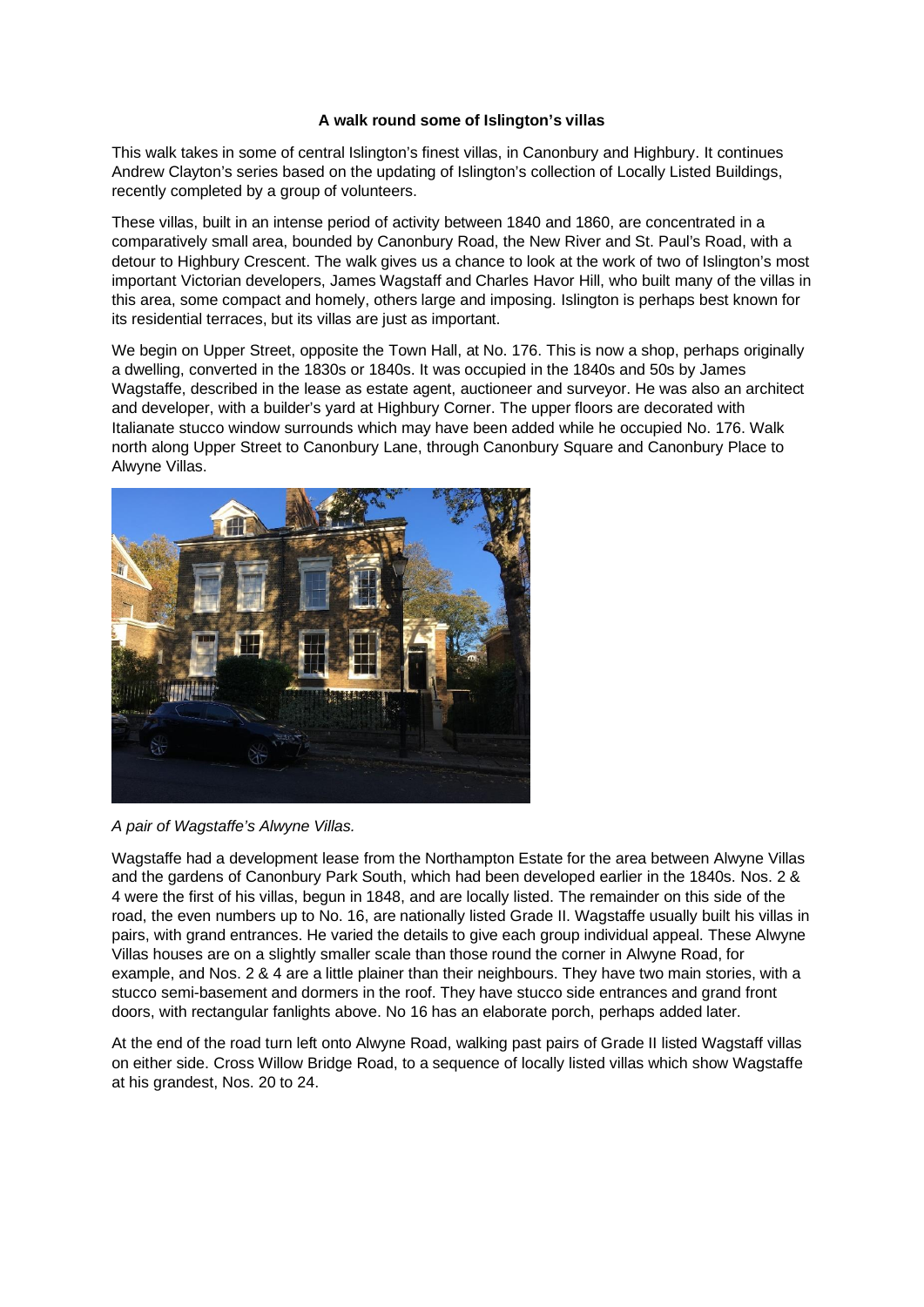**A walk round some of Islington's villas**

This walk takes in some of central Islington's finest villas, in Canonbury and Highbury. It continues Andrew Clayton's series based on the updating of Islington's collection of Locally Listed Buildings, recently completed by a group of volunteers.

These villas, built in an intense period of activity between 1840 and 1860, are concentrated in a comparatively small area, bounded by Canonbury Road, the New River and St. Paul's Road, with a detour to Highbury Crescent. The walk gives us a chance to look at the work of two of Islington's most important Victorian developers, James Wagstaff and Charles Havor Hill, who built many of the villas in this area, some compact and homely, others large and imposing. Islington is perhaps best known for its residential terraces, but its villas are just as important.

We begin on Upper Street, opposite the Town Hall, at No. 176. This is now a shop, perhaps originally a dwelling, converted in the 1830s or 1840s. It was occupied in the 1840s and 50s by James Wagstaffe, described in the lease as estate agent, auctioneer and surveyor. He was also an architect and developer, with a builder's yard at Highbury Corner. The upper floors are decorated with Italianate stucco window surrounds which may have been added while he occupied No. 176. Walk north along Upper Street to Canonbury Lane, through Canonbury Square and Canonbury Place to Alwyne Villas.

*A pair of Wagstaffe's Alwyne Villas.*

Wagstaffe had a development lease from the Northampton Estate for the area between Alwyne Villas and the gardens of Canonbury Park South, which had been developed earlier in the 1840s. Nos. 2 & 4 were the first of his villas, begun in 1848, and are locally listed. The remainder on this side of the road, the even numbers up to No. 16, are nationally listed Grade II. Wagstaffe usually built his villas in pairs, with grand entrances. He varied the details to give each group individual appeal. These Alwyne Villas houses are on a slightly smaller scale than those round the corner in Alwyne Road, for example, and Nos. 2 & 4 are a little plainer than their neighbours. They have two main stories, with a stucco semi-basement and dormers in the roof. They have stucco side entrances and grand front doors, with rectangular fanlights above. No 16 has an elaborate porch, perhaps added later.

At the end of the road turn left onto Alwyne Road, walking past pairs of Grade II listed Wagstaff villas on either side. Cross Willow Bridge Road, to a sequence of locally listed villas which show Wagstaffe at his grandest, Nos. 20 to 24.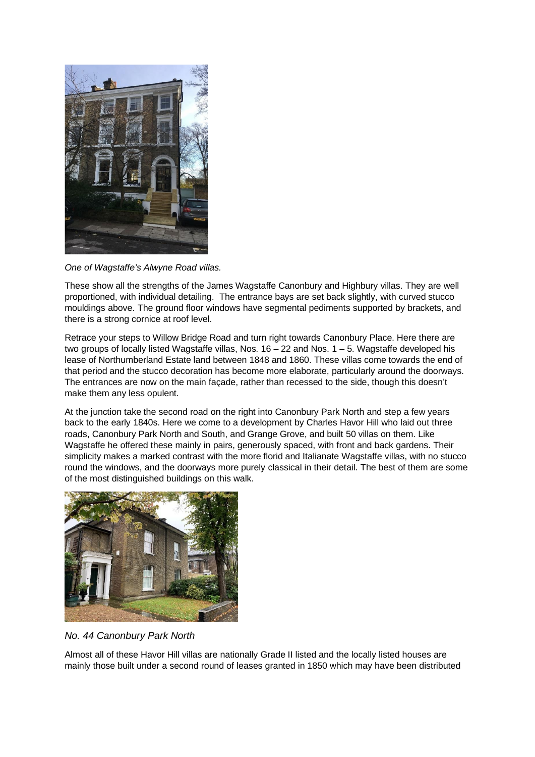*One of Wagstaffe's Alwyne Road villas.*

These show all the strengths of the James Wagstaffe Canonbury and Highbury villas. They are well proportioned, with individual detailing. The entrance bays are set back slightly, with curved stucco mouldings above. The ground floor windows have segmental pediments supported by brackets, and there is a strong cornice at roof level.

Retrace your steps to Willow Bridge Road and turn right towards Canonbury Place. Here there are two groups of locally listed Wagstaffe villas, Nos. 16 – 22 and Nos. 1 – 5. Wagstaffe developed his lease of Northumberland Estate land between 1848 and 1860. These villas come towards the end of that period and the stucco decoration has become more elaborate, particularly around the doorways. The entrances are now on the main façade, rather than recessed to the side, though this doesn't make them any less opulent.

At the junction take the second road on the right into Canonbury Park North and step a few years back to the early 1840s. Here we come to a development by Charles Havor Hill who laid out three roads, Canonbury Park North and South, and Grange Grove, and built 50 villas on them. Like Wagstaffe he offered these mainly in pairs, generously spaced, with front and back gardens. Their simplicity makes a marked contrast with the more florid and Italianate Wagstaffe villas, with no stucco round the windows, and the doorways more purely classical in their detail. The best of them are some of the most distinguished buildings on this walk.

*No. 44 Canonbury Park North*

Almost all of these Havor Hill villas are nationally Grade II listed and the locally listed houses are mainly those built under a second round of leases granted in 1850 which may have been distributed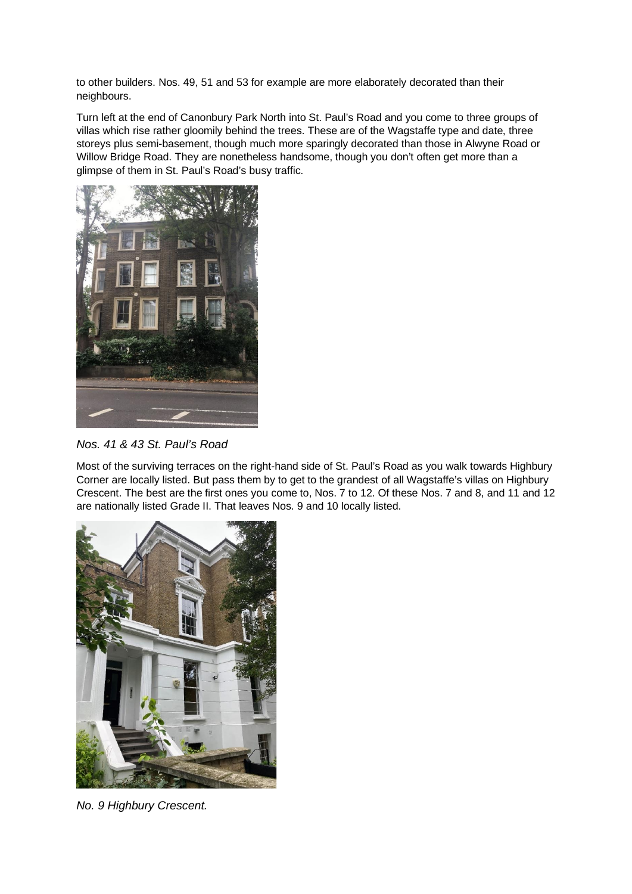to other builders. Nos. 49, 51 and 53 for example are more elaborately decorated than their neighbours.

Turn left at the end of Canonbury Park North into St. Paul's Road and you come to three groups of villas which rise rather gloomily behind the trees. These are of the Wagstaffe type and date, three storeys plus semi-basement, though much more sparingly decorated than those in Alwyne Road or Willow Bridge Road. They are nonetheless handsome, though you don't often get more than a glimpse of them in St. Paul's Road's busy traffic.

*Nos. 41 & 43 St. Paul's Road*

Most of the surviving terraces on the right-hand side of St. Paul's Road as you walk towards Highbury Corner are locally listed. But pass them by to get to the grandest of all Wagstaffe's villas on Highbury Crescent. The best are the first ones you come to, Nos. 7 to 12. Of these Nos. 7 and 8, and 11 and 12 are nationally listed Grade II. That leaves Nos. 9 and 10 locally listed.

*No. 9 Highbury Crescent.*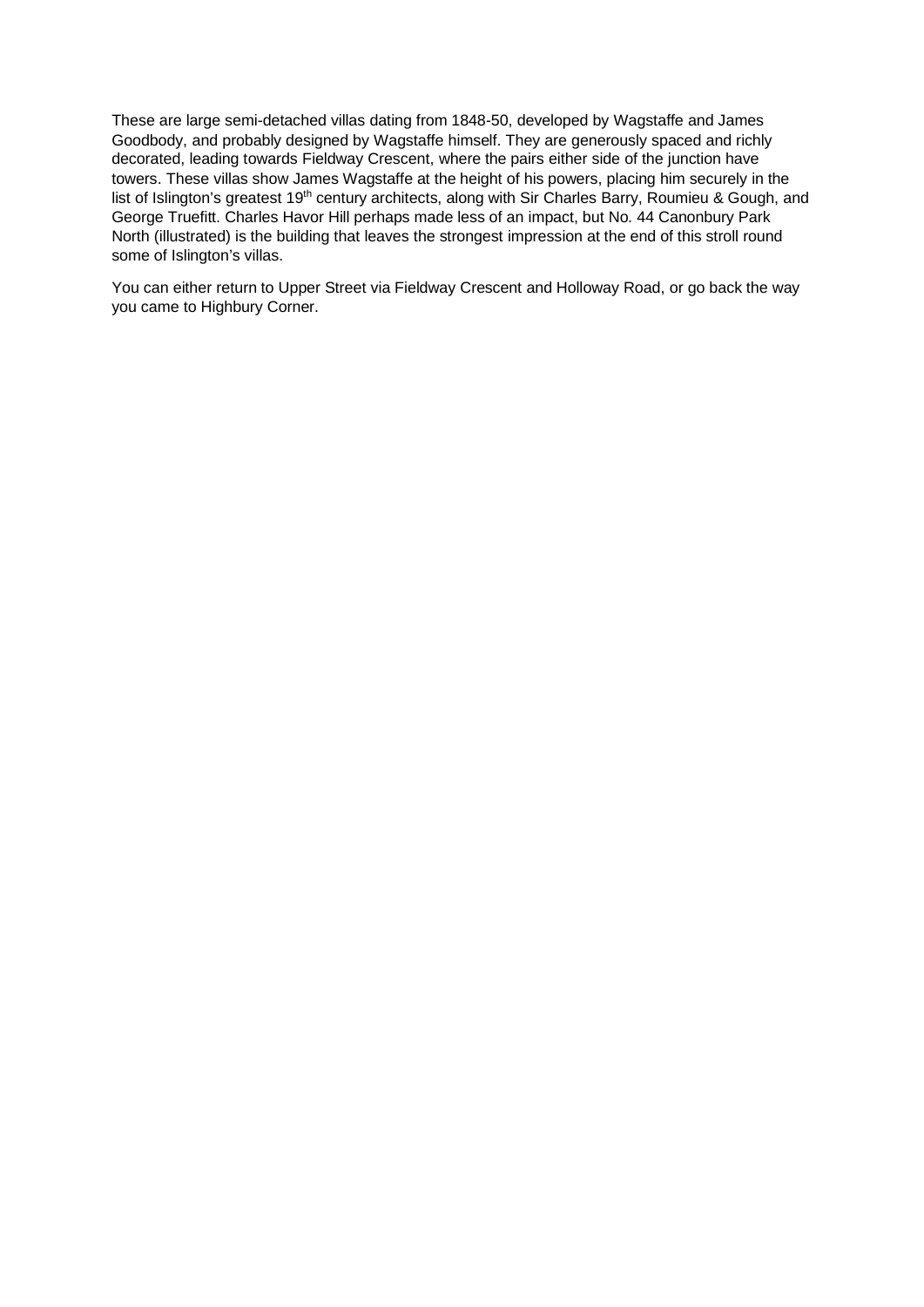These are large semi-detached villas dating from 1848-50, developed by Wagstaffe and James Goodbody, and probably designed by Wagstaffe himself. They are generously spaced and richly decorated, leading towards Fieldway Crescent, where the pairs either side of the junction have towers. These villas show James Wagstaffe at the height of his powers, placing him securely in the list of Islington's greatest 19th century architects, along with Sir Charles Barry, Roumieu & Gough, and George Truefitt. Charles Havor Hill perhaps made less of an impact, but No. 44 Canonbury Park North (illustrated) is the building that leaves the strongest impression at the end of this stroll round some of Islington's villas.

You can either return to Upper Street via Fieldway Crescent and Holloway Road, or go back the way you came to Highbury Corner.